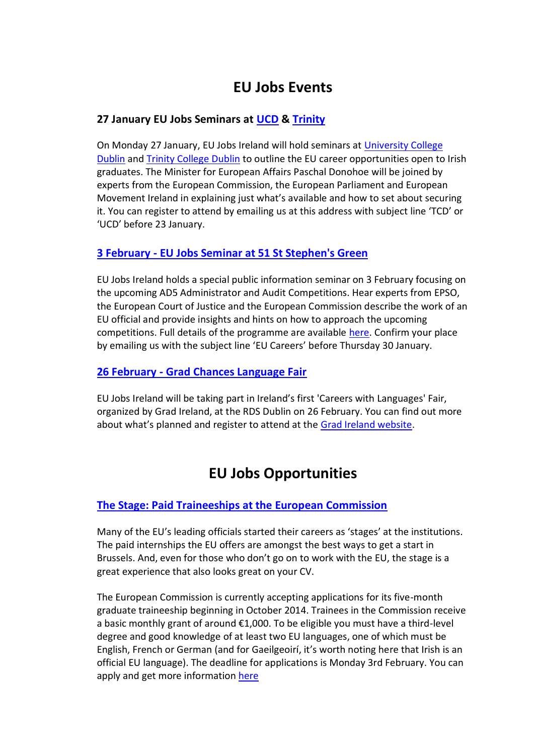# EU Jobs Events

### 27 January EU Jobs Seminars at UCD & Trinity

On Monday 27 January, EU Jobs Ireland will hold seminars at University College Dublin and Trinity College Dublin to outline the EU career opportunities open to Irish graduates. The Minister for European Affairs Paschal Donohoe will be joined by experts from the European Commission, the European Parliament and European Movement Ireland in explaining just what's available and how to set about securing it. You can register to attend by emailing us at this address with subject line 'TCD' or 'UCD' before 23 January.

### 3 February - EU Jobs Seminar at 51 St Stephen's Green

EU Jobs Ireland holds a special public information seminar on 3 February focusing on the upcoming AD5 Administrator and Audit Competitions. Hear experts from EPSO, the European Court of Justice and the European Commission describe the work of an EU official and provide insights and hints on how to approach the upcoming competitions. Full details of the programme are available here. Confirm your place by emailing us with the subject line 'EU Careers' before Thursday 30 January.

### 26 February - Grad Chances Language Fair

EU Jobs Ireland will be taking part in Ireland's first 'Careers with Languages' Fair, organized by Grad Ireland, at the RDS Dublin on 26 February. You can find out more about what's planned and register to attend at the Grad Ireland website.

# EU Jobs Opportunities

### The Stage: Paid Traineeships at the European Commission

Many of the EU's leading officials started their careers as 'stages' at the institutions. The paid internships the EU offers are amongst the best ways to get a start in Brussels. And, even for those who don't go on to work with the EU, the stage is a great experience that also looks great on your CV.

The European Commission is currently accepting applications for its five-month graduate traineeship beginning in October 2014. Trainees in the Commission receive a basic monthly grant of around €1,000. To be eligible you must have a third-level degree and good knowledge of at least two EU languages, one of which must be English, French or German (and for Gaeilgeoirí, it's worth noting here that Irish is an official EU language). The deadline for applications is Monday 3rd February. You can apply and get more information here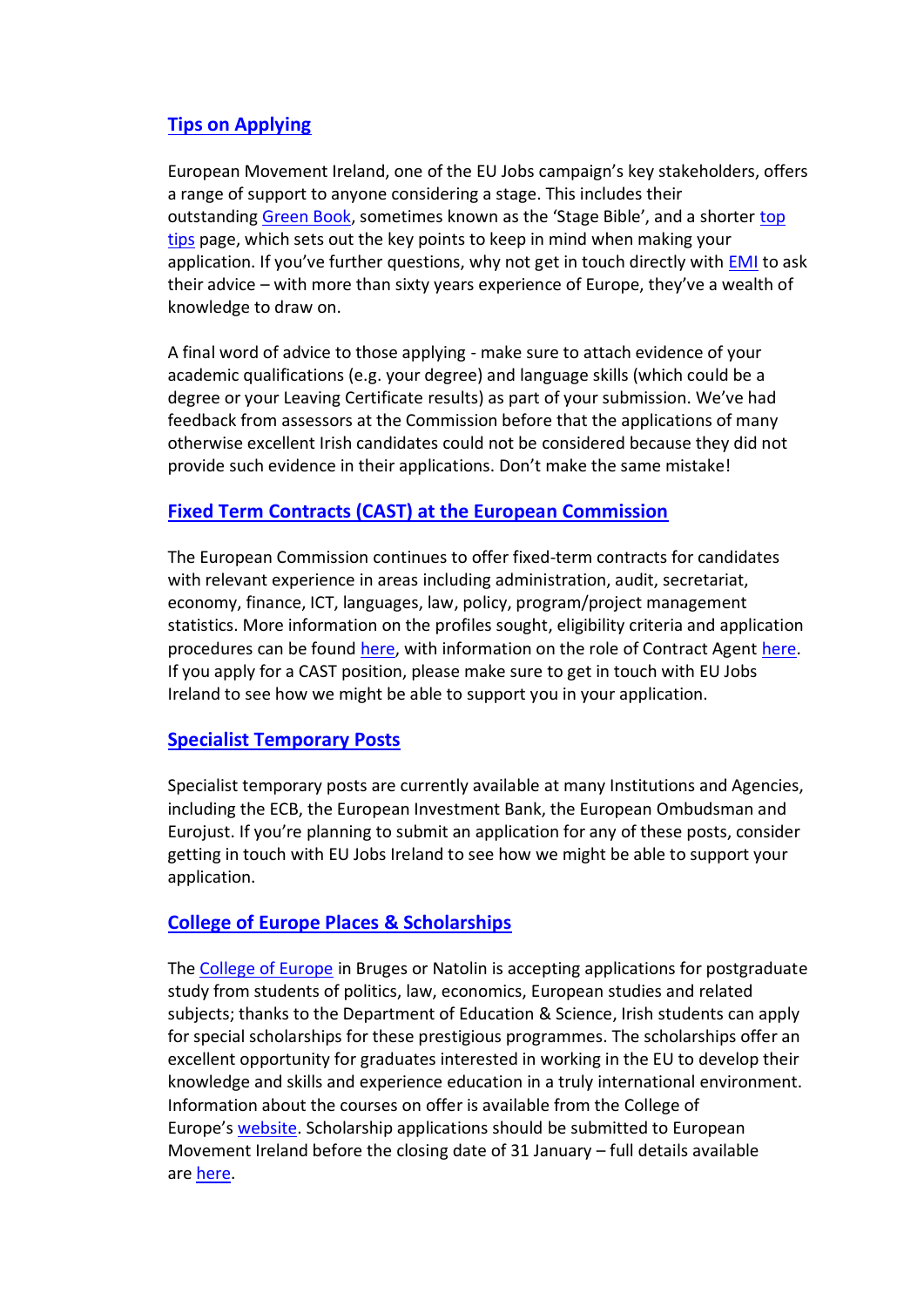## Tips on Applying

European Movement Ireland, one of the EU Jobs campaign's key stakeholders, offers a range of support to anyone considering a stage. This includes their outstanding Green Book, sometimes known as the 'Stage Bible', and a shorter top tips page, which sets out the key points to keep in mind when making your application. If you've further questions, why not get in touch directly with EMI to ask their advice – with more than sixty years experience of Europe, they've a wealth of knowledge to draw on.

A final word of advice to those applying - make sure to attach evidence of your academic qualifications (e.g. your degree) and language skills (which could be a degree or your Leaving Certificate results) as part of your submission. We've had feedback from assessors at the Commission before that the applications of many otherwise excellent Irish candidates could not be considered because they did not provide such evidence in their applications. Don't make the same mistake!

## Fixed Term Contracts (CAST) at the European Commission

The European Commission continues to offer fixed-term contracts for candidates with relevant experience in areas including administration, audit, secretariat, economy, finance, ICT, languages, law, policy, program/project management statistics. More information on the profiles sought, eligibility criteria and application procedures can be found here, with information on the role of Contract Agent here. If you apply for a CAST position, please make sure to get in touch with EU Jobs Ireland to see how we might be able to support you in your application.

## Specialist Temporary Posts

Specialist temporary posts are currently available at many Institutions and Agencies, including the ECB, the European Investment Bank, the European Ombudsman and Eurojust. If you're planning to submit an application for any of these posts, consider getting in touch with EU Jobs Ireland to see how we might be able to support your application.

## College of Europe Places & Scholarships

The College of Europe in Bruges or Natolin is accepting applications for postgraduate study from students of politics, law, economics, European studies and related subjects; thanks to the Department of Education & Science, Irish students can apply for special scholarships for these prestigious programmes. The scholarships offer an excellent opportunity for graduates interested in working in the EU to develop their knowledge and skills and experience education in a truly international environment. Information about the courses on offer is available from the College of Europe's website. Scholarship applications should be submitted to European Movement Ireland before the closing date of 31 January – full details available are here.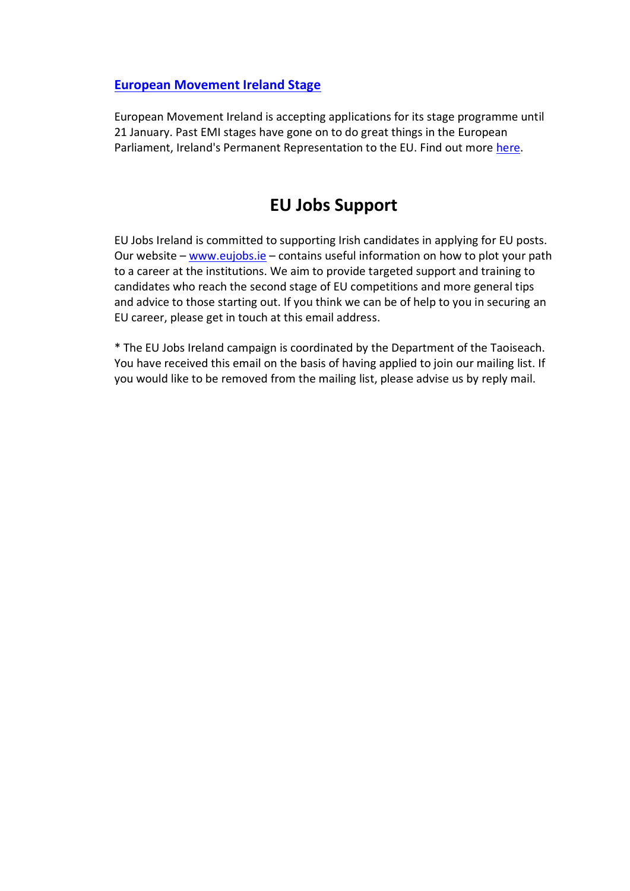[**European Movement Ireland Stage**]()

European Movement Ireland is accepting applications for its stage programme until 21 January. Past EMI stages have gone on to do great things in the European Parliament, Ireland's Permanent Representation to the EU. Find out more [here]().

## EU Jobs Support

EU Jobs Ireland is committed to supporting Irish candidates in applying for EU posts. Our website – [www.eujobs.ie]() – contains useful information on how to plot your path to a career at the institutions. We aim to provide targeted support and training to candidates who reach the second stage of EU competitions and more general tips and advice to those starting out. If you think we can be of help to you in securing an EU career, please get in touch at this email address.

* The EU Jobs Ireland campaign is coordinated by the Department of the Taoiseach. You have received this email on the basis of having applied to join our mailing list. If you would like to be removed from the mailing list, please advise us by reply mail.